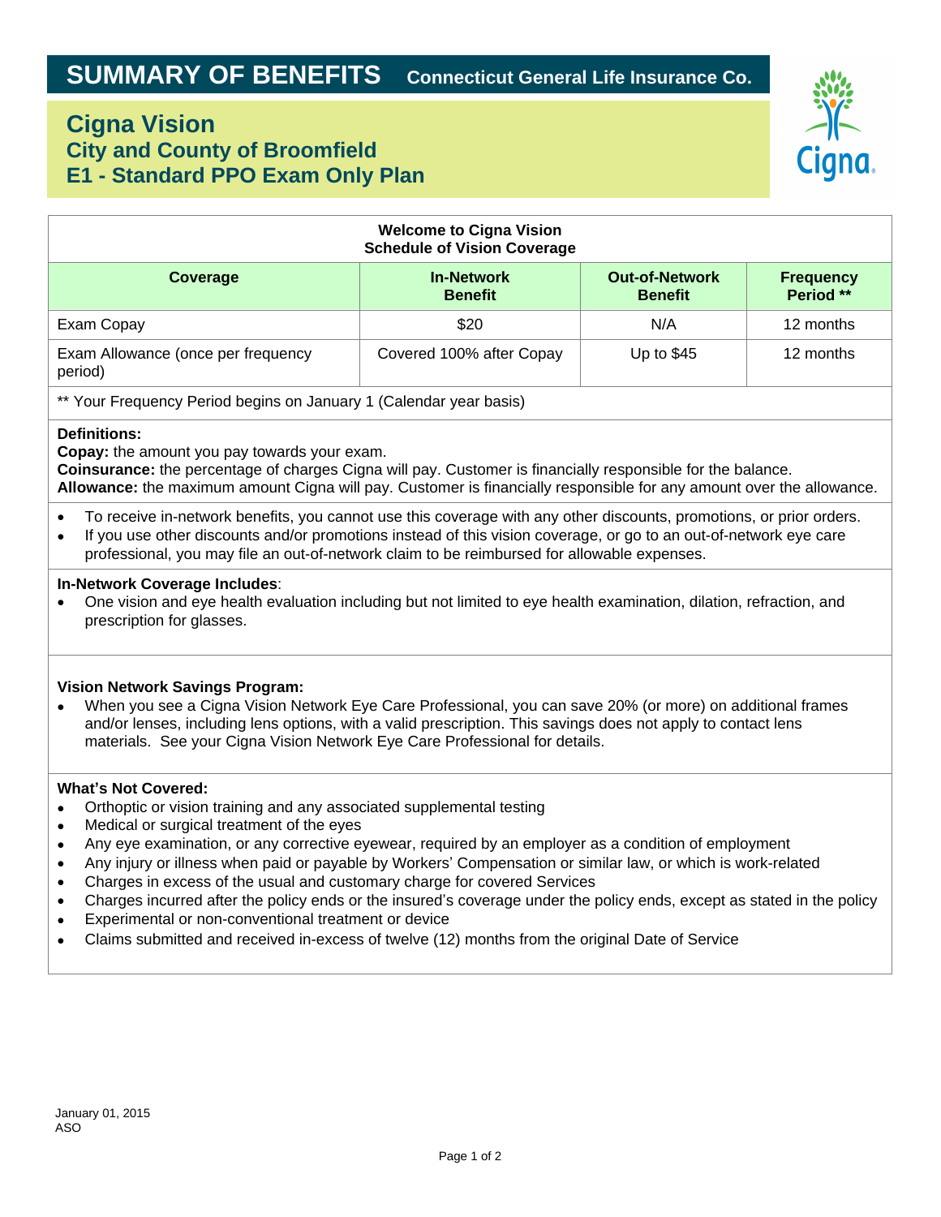# SUMMARY OF BENEFITS

**Connecticut General Life Insurance Co.**

## Cigna Vision
### City and County of Broomfield
### E1 - Standard PPO Exam Only Plan

**Welcome to Cigna Vision**
**Schedule of Vision Coverage**

| Coverage | In-Network Benefit | Out-of-Network Benefit | Frequency Period ** |
|---|---|---|---|
| Exam Copay | $20 | N/A | 12 months |
| Exam Allowance (once per frequency period) | Covered 100% after Copay | Up to $45 | 12 months |

** Your Frequency Period begins on January 1 (Calendar year basis)

**Definitions:**
**Copay:** the amount you pay towards your exam.
**Coinsurance:** the percentage of charges Cigna will pay. Customer is financially responsible for the balance.
**Allowance:** the maximum amount Cigna will pay. Customer is financially responsible for any amount over the allowance.

- To receive in-network benefits, you cannot use this coverage with any other discounts, promotions, or prior orders.
- If you use other discounts and/or promotions instead of this vision coverage, or go to an out-of-network eye care professional, you may file an out-of-network claim to be reimbursed for allowable expenses.

**In-Network Coverage Includes**:
- One vision and eye health evaluation including but not limited to eye health examination, dilation, refraction, and prescription for glasses.

**Vision Network Savings Program:**
- When you see a Cigna Vision Network Eye Care Professional, you can save 20% (or more) on additional frames and/or lenses, including lens options, with a valid prescription. This savings does not apply to contact lens materials. See your Cigna Vision Network Eye Care Professional for details.

**What's Not Covered:**
- Orthoptic or vision training and any associated supplemental testing
- Medical or surgical treatment of the eyes
- Any eye examination, or any corrective eyewear, required by an employer as a condition of employment
- Any injury or illness when paid or payable by Workers' Compensation or similar law, or which is work-related
- Charges in excess of the usual and customary charge for covered Services
- Charges incurred after the policy ends or the insured's coverage under the policy ends, except as stated in the policy
- Experimental or non-conventional treatment or device
- Claims submitted and received in-excess of twelve (12) months from the original Date of Service

January 01, 2015
ASO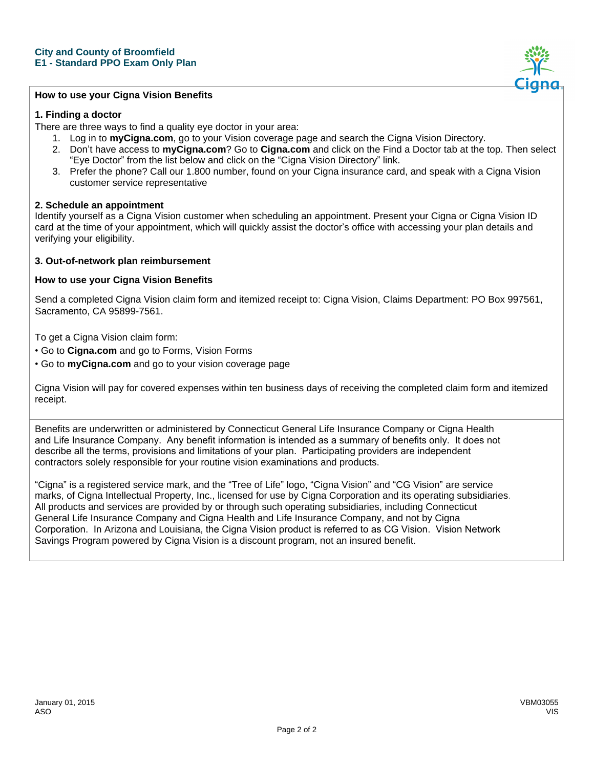**City and County of Broomfield**
**E1 - Standard PPO Exam Only Plan**

## How to use your Cigna Vision Benefits

### 1. Finding a doctor

There are three ways to find a quality eye doctor in your area:

1. Log in to **myCigna.com**, go to your Vision coverage page and search the Cigna Vision Directory.
2. Don't have access to **myCigna.com**? Go to **Cigna.com** and click on the Find a Doctor tab at the top. Then select "Eye Doctor" from the list below and click on the "Cigna Vision Directory" link.
3. Prefer the phone? Call our 1.800 number, found on your Cigna insurance card, and speak with a Cigna Vision customer service representative

### 2. Schedule an appointment

Identify yourself as a Cigna Vision customer when scheduling an appointment. Present your Cigna or Cigna Vision ID card at the time of your appointment, which will quickly assist the doctor's office with accessing your plan details and verifying your eligibility.

### 3. Out-of-network plan reimbursement

**How to use your Cigna Vision Benefits**

Send a completed Cigna Vision claim form and itemized receipt to: Cigna Vision, Claims Department: PO Box 997561, Sacramento, CA 95899-7561.

To get a Cigna Vision claim form:

- Go to **Cigna.com** and go to Forms, Vision Forms
- Go to **myCigna.com** and go to your vision coverage page

Cigna Vision will pay for covered expenses within ten business days of receiving the completed claim form and itemized receipt.

---

Benefits are underwritten or administered by Connecticut General Life Insurance Company or Cigna Health and Life Insurance Company. Any benefit information is intended as a summary of benefits only. It does not describe all the terms, provisions and limitations of your plan. Participating providers are independent contractors solely responsible for your routine vision examinations and products.

"Cigna" is a registered service mark, and the "Tree of Life" logo, "Cigna Vision" and "CG Vision" are service marks, of Cigna Intellectual Property, Inc., licensed for use by Cigna Corporation and its operating subsidiaries. All products and services are provided by or through such operating subsidiaries, including Connecticut General Life Insurance Company and Cigna Health and Life Insurance Company, and not by Cigna Corporation. In Arizona and Louisiana, the Cigna Vision product is referred to as CG Vision. Vision Network Savings Program powered by Cigna Vision is a discount program, not an insured benefit.

January 01, 2015
ASO

VBM03055
VIS